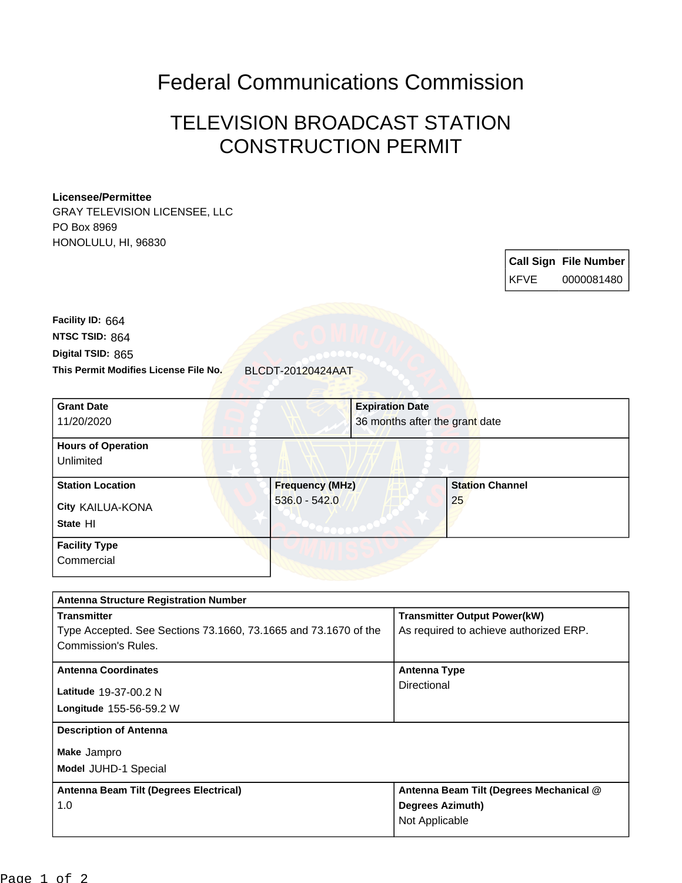# Federal Communications Commission

## TELEVISION BROADCAST STATION CONSTRUCTION PERMIT

**Licensee/Permittee**
GRAY TELEVISION LICENSEE, LLC
PO Box 8969
HONOLULU, HI, 96830

| Call Sign | File Number |
|---|---|
| KFVE | 0000081480 |

**Facility ID:** 664
**NTSC TSID:** 864
**Digital TSID:** 865
**This Permit Modifies License File No.** BLCDT-20120424AAT

| **Grant Date** | **Expiration Date** |
|---|---|
| 11/20/2020 | 36 months after the grant date |

**Hours of Operation**
Unlimited

| **Station Location** | **Frequency (MHz)** | **Station Channel** |
|---|---|---|
| **City** KAILUA-KONA<br>**State** HI | 536.0 - 542.0 | 25 |

**Facility Type**
Commercial

**Antenna Structure Registration Number**

| **Transmitter** | **Transmitter Output Power(kW)** |
|---|---|
| Type Accepted. See Sections 73.1660, 73.1665 and 73.1670 of the Commission's Rules. | As required to achieve authorized ERP. |

| **Antenna Coordinates** | **Antenna Type** |
|---|---|
| **Latitude** 19-37-00.2 N<br>**Longitude** 155-56-59.2 W | Directional |

**Description of Antenna**
**Make** Jampro
**Model** JUHD-1 Special

| **Antenna Beam Tilt (Degrees Electrical)** | **Antenna Beam Tilt (Degrees Mechanical @ Degrees Azimuth)** |
|---|---|
| 1.0 | Not Applicable |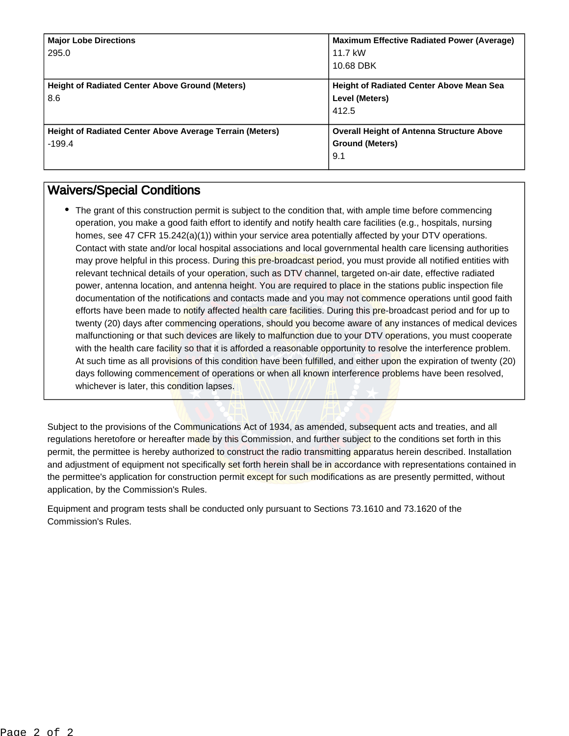| Major Lobe Directions | Maximum Effective Radiated Power (Average) |
| --- | --- |
| 295.0 | 11.7 kW<br>10.68 DBK |
| **Height of Radiated Center Above Ground (Meters)**<br>8.6 | **Height of Radiated Center Above Mean Sea Level (Meters)**<br>412.5 |
| **Height of Radiated Center Above Average Terrain (Meters)**<br>-199.4 | **Overall Height of Antenna Structure Above Ground (Meters)**<br>9.1 |

## Waivers/Special Conditions

- The grant of this construction permit is subject to the condition that, with ample time before commencing operation, you make a good faith effort to identify and notify health care facilities (e.g., hospitals, nursing homes, see 47 CFR 15.242(a)(1)) within your service area potentially affected by your DTV operations. Contact with state and/or local hospital associations and local governmental health care licensing authorities may prove helpful in this process. During this pre-broadcast period, you must provide all notified entities with relevant technical details of your operation, such as DTV channel, targeted on-air date, effective radiated power, antenna location, and antenna height. You are required to place in the stations public inspection file documentation of the notifications and contacts made and you may not commence operations until good faith efforts have been made to notify affected health care facilities. During this pre-broadcast period and for up to twenty (20) days after commencing operations, should you become aware of any instances of medical devices malfunctioning or that such devices are likely to malfunction due to your DTV operations, you must cooperate with the health care facility so that it is afforded a reasonable opportunity to resolve the interference problem. At such time as all provisions of this condition have been fulfilled, and either upon the expiration of twenty (20) days following commencement of operations or when all known interference problems have been resolved, whichever is later, this condition lapses.

Subject to the provisions of the Communications Act of 1934, as amended, subsequent acts and treaties, and all regulations heretofore or hereafter made by this Commission, and further subject to the conditions set forth in this permit, the permittee is hereby authorized to construct the radio transmitting apparatus herein described. Installation and adjustment of equipment not specifically set forth herein shall be in accordance with representations contained in the permittee's application for construction permit except for such modifications as are presently permitted, without application, by the Commission's Rules.

Equipment and program tests shall be conducted only pursuant to Sections 73.1610 and 73.1620 of the Commission's Rules.